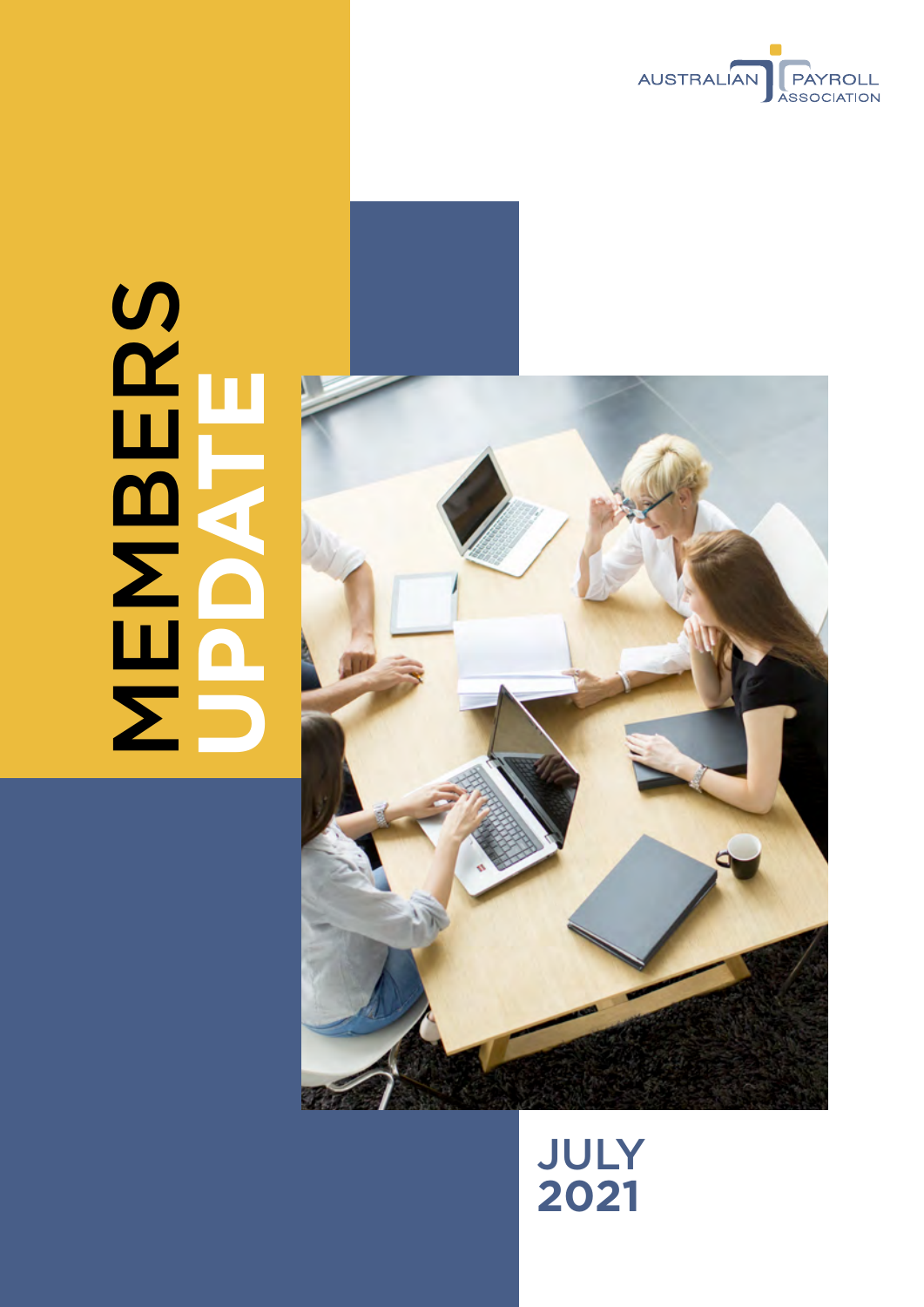AUSTRALIAN PAYROLL ASSOCIATION

# MEMBERS UPDATE

## JULY 2021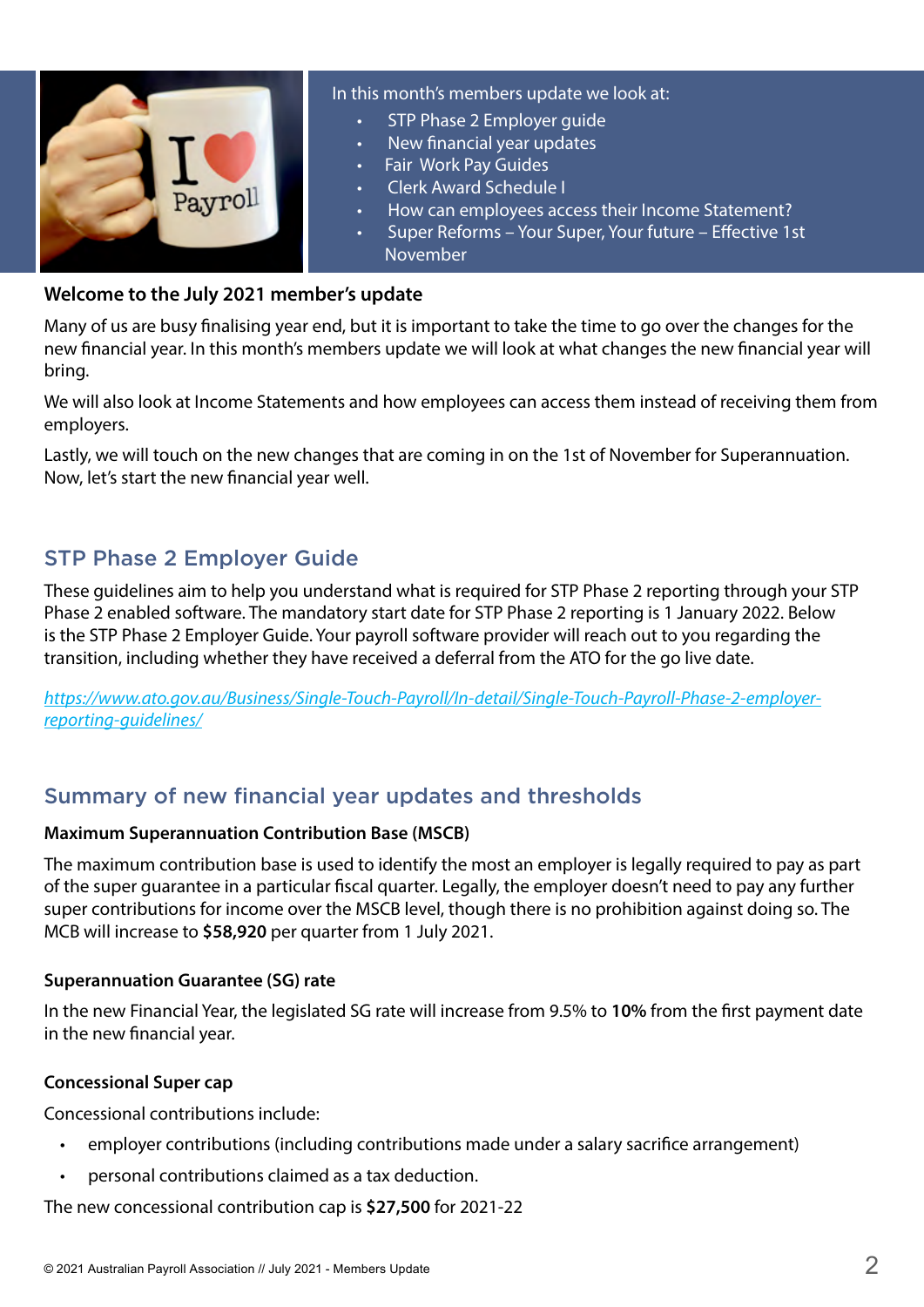In this month's members update we look at:

- STP Phase 2 Employer guide
- New financial year updates
- Fair Work Pay Guides
- Clerk Award Schedule I
- How can employees access their Income Statement?
- Super Reforms – Your Super, Your future – Effective 1st November

**Welcome to the July 2021 member's update**

Many of us are busy finalising year end, but it is important to take the time to go over the changes for the new financial year. In this month's members update we will look at what changes the new financial year will bring.

We will also look at Income Statements and how employees can access them instead of receiving them from employers.

Lastly, we will touch on the new changes that are coming in on the 1st of November for Superannuation. Now, let's start the new financial year well.

## STP Phase 2 Employer Guide

These guidelines aim to help you understand what is required for STP Phase 2 reporting through your STP Phase 2 enabled software. The mandatory start date for STP Phase 2 reporting is 1 January 2022. Below is the STP Phase 2 Employer Guide. Your payroll software provider will reach out to you regarding the transition, including whether they have received a deferral from the ATO for the go live date.

https://www.ato.gov.au/Business/Single-Touch-Payroll/In-detail/Single-Touch-Payroll-Phase-2-employer-reporting-guidelines/

## Summary of new financial year updates and thresholds

**Maximum Superannuation Contribution Base (MSCB)**

The maximum contribution base is used to identify the most an employer is legally required to pay as part of the super guarantee in a particular fiscal quarter. Legally, the employer doesn't need to pay any further super contributions for income over the MSCB level, though there is no prohibition against doing so. The MCB will increase to **$58,920** per quarter from 1 July 2021.

**Superannuation Guarantee (SG) rate**

In the new Financial Year, the legislated SG rate will increase from 9.5% to **10%** from the first payment date in the new financial year.

**Concessional Super cap**

Concessional contributions include:

- employer contributions (including contributions made under a salary sacrifice arrangement)
- personal contributions claimed as a tax deduction.

The new concessional contribution cap is **$27,500** for 2021-22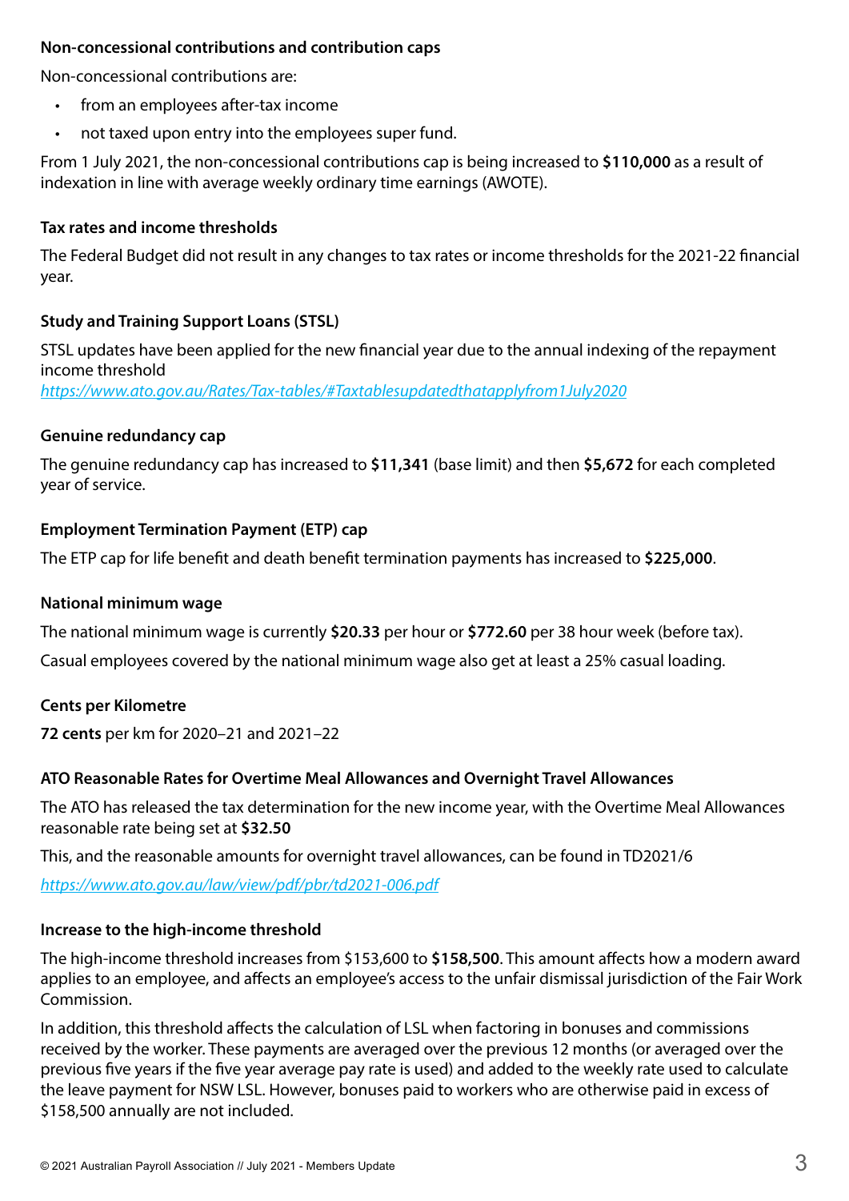### Non-concessional contributions and contribution caps

Non-concessional contributions are:

- from an employees after-tax income
- not taxed upon entry into the employees super fund.

From 1 July 2021, the non-concessional contributions cap is being increased to **$110,000** as a result of indexation in line with average weekly ordinary time earnings (AWOTE).

### Tax rates and income thresholds

The Federal Budget did not result in any changes to tax rates or income thresholds for the 2021-22 financial year.

### Study and Training Support Loans (STSL)

STSL updates have been applied for the new financial year due to the annual indexing of the repayment income threshold
*https://www.ato.gov.au/Rates/Tax-tables/#Taxtablesupdatedthatapplyfrom1July2020*

### Genuine redundancy cap

The genuine redundancy cap has increased to **$11,341** (base limit) and then **$5,672** for each completed year of service.

### Employment Termination Payment (ETP) cap

The ETP cap for life benefit and death benefit termination payments has increased to **$225,000**.

### National minimum wage

The national minimum wage is currently **$20.33** per hour or **$772.60** per 38 hour week (before tax).

Casual employees covered by the national minimum wage also get at least a 25% casual loading.

### Cents per Kilometre

**72 cents** per km for 2020–21 and 2021–22

### ATO Reasonable Rates for Overtime Meal Allowances and Overnight Travel Allowances

The ATO has released the tax determination for the new income year, with the Overtime Meal Allowances reasonable rate being set at **$32.50**

This, and the reasonable amounts for overnight travel allowances, can be found in TD2021/6

*https://www.ato.gov.au/law/view/pdf/pbr/td2021-006.pdf*

### Increase to the high-income threshold

The high-income threshold increases from $153,600 to **$158,500**. This amount affects how a modern award applies to an employee, and affects an employee's access to the unfair dismissal jurisdiction of the Fair Work Commission.

In addition, this threshold affects the calculation of LSL when factoring in bonuses and commissions received by the worker. These payments are averaged over the previous 12 months (or averaged over the previous five years if the five year average pay rate is used) and added to the weekly rate used to calculate the leave payment for NSW LSL. However, bonuses paid to workers who are otherwise paid in excess of $158,500 annually are not included.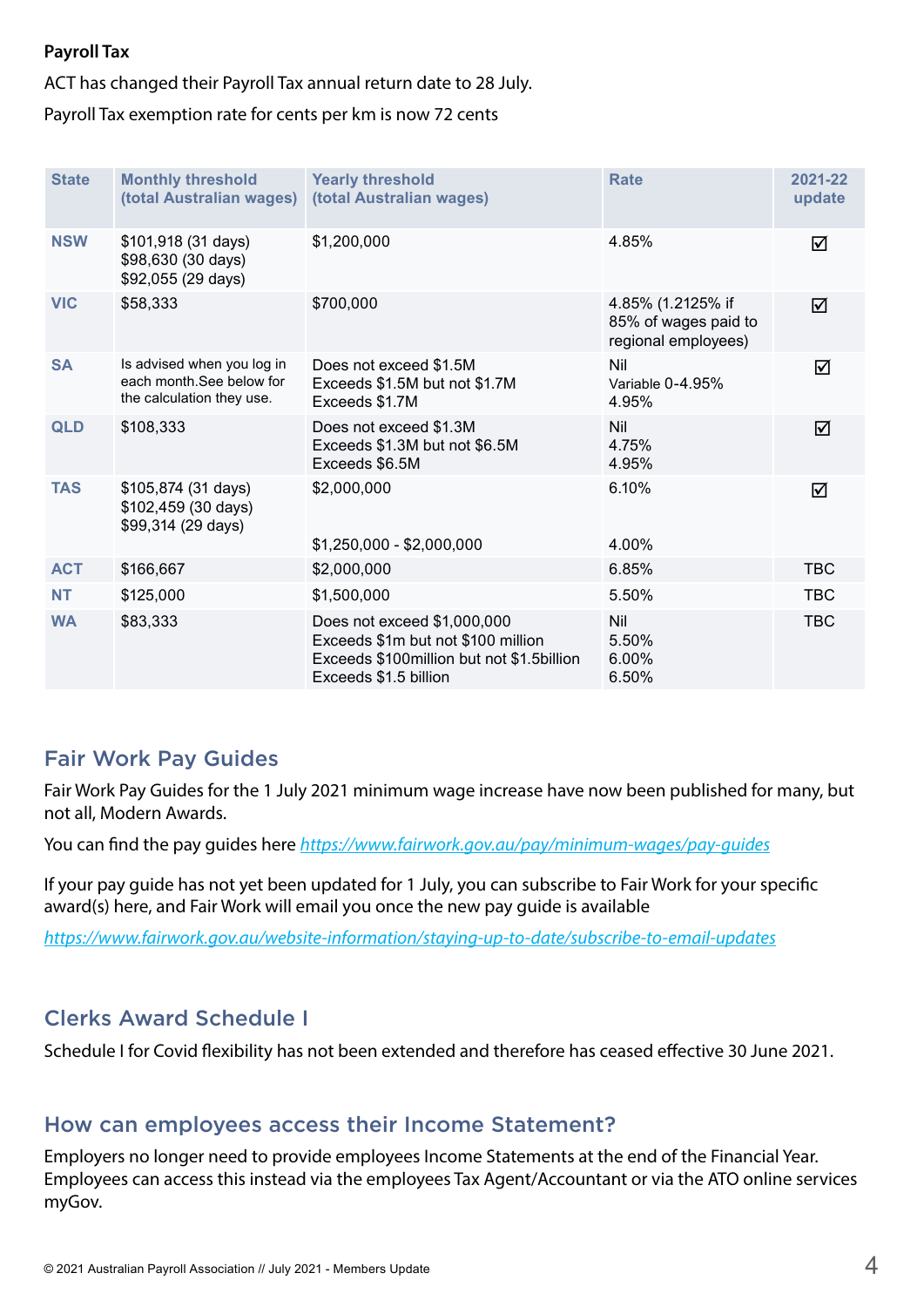**Payroll Tax**

ACT has changed their Payroll Tax annual return date to 28 July.

Payroll Tax exemption rate for cents per km is now 72 cents

| State | Monthly threshold (total Australian wages) | Yearly threshold (total Australian wages) | Rate | 2021-22 update |
|---|---|---|---|---|
| NSW | $101,918 (31 days)<br>$98,630 (30 days)<br>$92,055 (29 days) | $1,200,000 | 4.85% | ☑ |
| VIC | $58,333 | $700,000 | 4.85% (1.2125% if 85% of wages paid to regional employees) | ☑ |
| SA | Is advised when you log in each month.See below for the calculation they use. | Does not exceed $1.5M<br>Exceeds $1.5M but not $1.7M<br>Exceeds $1.7M | Nil<br>Variable 0-4.95%<br>4.95% | ☑ |
| QLD | $108,333 | Does not exceed $1.3M<br>Exceeds $1.3M but not $6.5M<br>Exceeds $6.5M | Nil<br>4.75%<br>4.95% | ☑ |
| TAS | $105,874 (31 days)<br>$102,459 (30 days)<br>$99,314 (29 days) | $2,000,000<br><br>$1,250,000 - $2,000,000 | 6.10%<br><br>4.00% | ☑ |
| ACT | $166,667 | $2,000,000 | 6.85% | TBC |
| NT | $125,000 | $1,500,000 | 5.50% | TBC |
| WA | $83,333 | Does not exceed $1,000,000<br>Exceeds $1m but not $100 million<br>Exceeds $100million but not $1.5billion<br>Exceeds $1.5 billion | Nil<br>5.50%<br>6.00%<br>6.50% | TBC |

## Fair Work Pay Guides

Fair Work Pay Guides for the 1 July 2021 minimum wage increase have now been published for many, but not all, Modern Awards.

You can find the pay guides here *https://www.fairwork.gov.au/pay/minimum-wages/pay-guides*

If your pay guide has not yet been updated for 1 July, you can subscribe to Fair Work for your specific award(s) here, and Fair Work will email you once the new pay guide is available

*https://www.fairwork.gov.au/website-information/staying-up-to-date/subscribe-to-email-updates*

## Clerks Award Schedule I

Schedule I for Covid flexibility has not been extended and therefore has ceased effective 30 June 2021.

## How can employees access their Income Statement?

Employers no longer need to provide employees Income Statements at the end of the Financial Year. Employees can access this instead via the employees Tax Agent/Accountant or via the ATO online services myGov.

© 2021 Australian Payroll Association // July 2021 - Members Update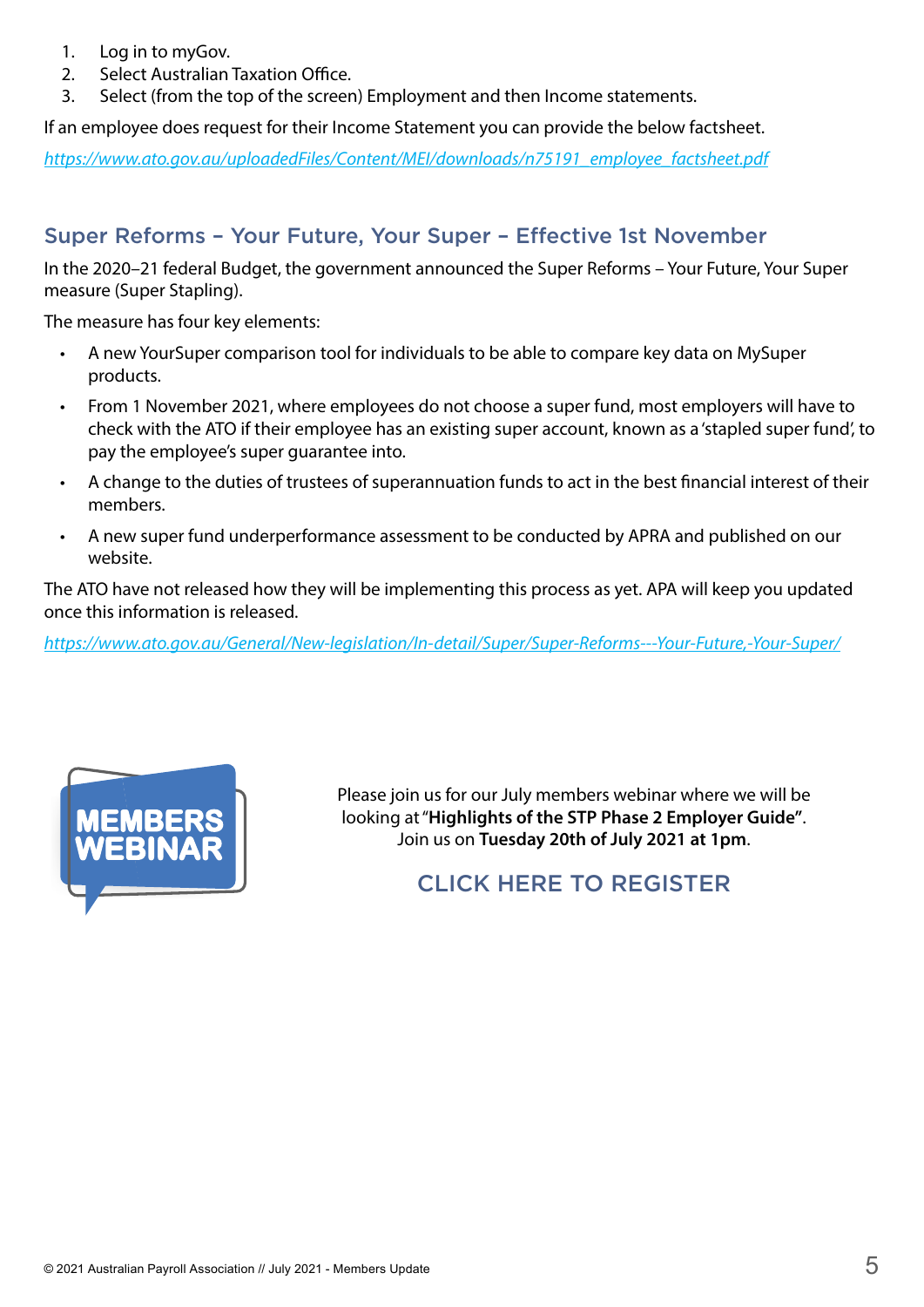1. Log in to myGov.
2. Select Australian Taxation Office.
3. Select (from the top of the screen) Employment and then Income statements.

If an employee does request for their Income Statement you can provide the below factsheet.

*https://www.ato.gov.au/uploadedFiles/Content/MEI/downloads/n75191_employee_factsheet.pdf*

## Super Reforms – Your Future, Your Super – Effective 1st November

In the 2020–21 federal Budget, the government announced the Super Reforms – Your Future, Your Super measure (Super Stapling).

The measure has four key elements:

- A new YourSuper comparison tool for individuals to be able to compare key data on MySuper products.
- From 1 November 2021, where employees do not choose a super fund, most employers will have to check with the ATO if their employee has an existing super account, known as a 'stapled super fund', to pay the employee's super guarantee into.
- A change to the duties of trustees of superannuation funds to act in the best financial interest of their members.
- A new super fund underperformance assessment to be conducted by APRA and published on our website.

The ATO have not released how they will be implementing this process as yet. APA will keep you updated once this information is released.

*https://www.ato.gov.au/General/New-legislation/In-detail/Super/Super-Reforms---Your-Future,-Your-Super/*

MEMBERS WEBINAR

Please join us for our July members webinar where we will be looking at "**Highlights of the STP Phase 2 Employer Guide"**. Join us on **Tuesday 20th of July 2021 at 1pm**.

CLICK HERE TO REGISTER